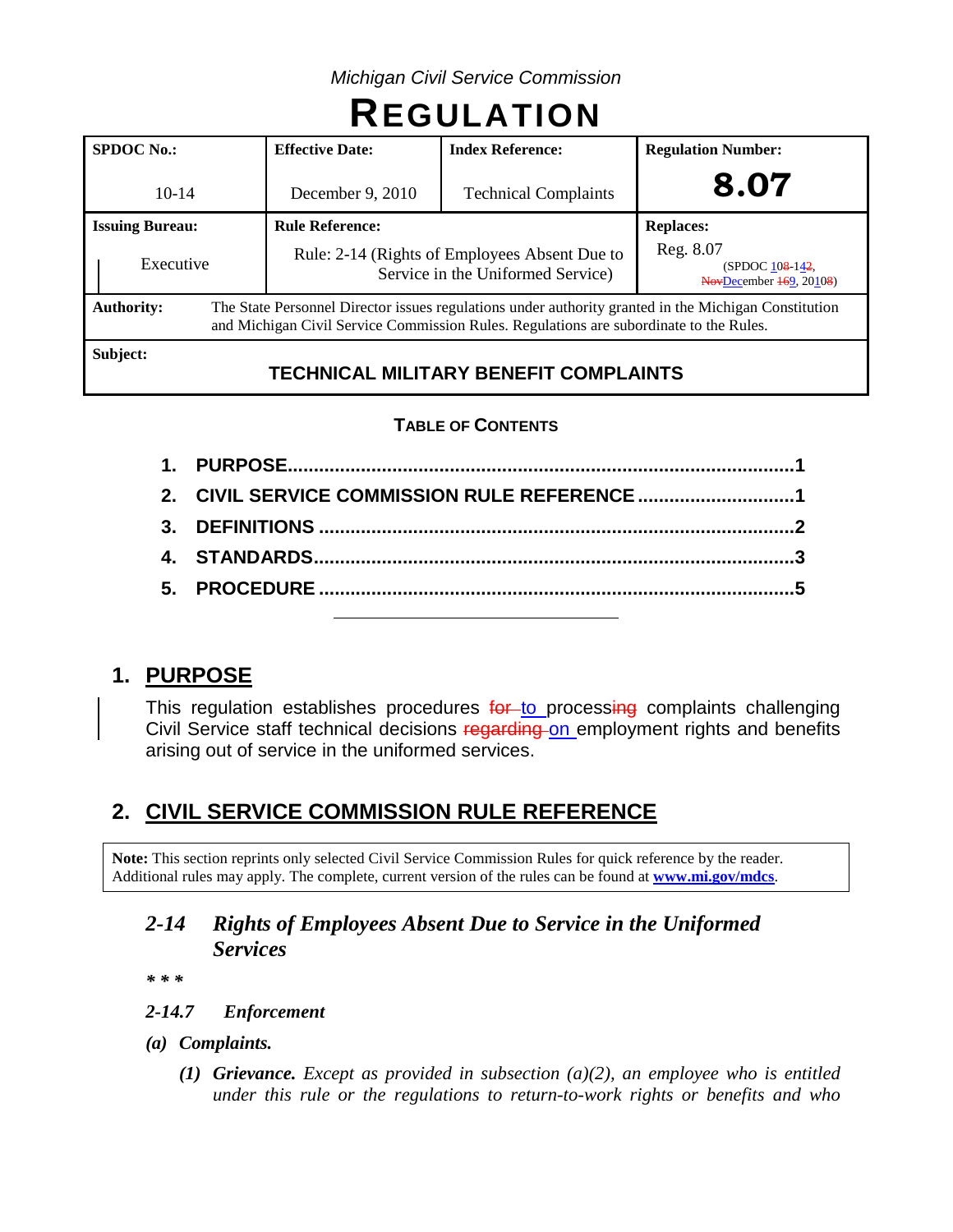*Michigan Civil Service Commission*

# REGULATION

| **SPDOC No.:** | **Effective Date:** | **Index Reference:** | **Regulation Number:** |
|---|---|---|---|
| 10-14 | December 9, 2010 | Technical Complaints | **8.07** |
| **Issuing Bureau:** | **Rule Reference:** | | **Replaces:** |
| Executive | Rule: 2-14 (Rights of Employees Absent Due to Service in the Uniformed Service) | | Reg. 8.07 (SPDOC ~~10~~8-1~~4~~2, ~~Nov~~December ~~16~~9, 20~~10~~08) |
| **Authority:** | The State Personnel Director issues regulations under authority granted in the Michigan Constitution and Michigan Civil Service Commission Rules. Regulations are subordinate to the Rules. | | |
| **Subject:** | **TECHNICAL MILITARY BENEFIT COMPLAINTS** | | |

**TABLE OF CONTENTS**

1. PURPOSE ..... 1
2. CIVIL SERVICE COMMISSION RULE REFERENCE ..... 1
3. DEFINITIONS ..... 2
4. STANDARDS ..... 3
5. PROCEDURE ..... 5

---

## 1. PURPOSE

This regulation establishes procedures ~~for~~ to process~~ing~~ complaints challenging Civil Service staff technical decisions ~~regarding~~ on employment rights and benefits arising out of service in the uniformed services.

## 2. CIVIL SERVICE COMMISSION RULE REFERENCE

> **Note:** This section reprints only selected Civil Service Commission Rules for quick reference by the reader. Additional rules may apply. The complete, current version of the rules can be found at **www.mi.gov/mdcs**.

### *2-14 Rights of Employees Absent Due to Service in the Uniformed Services*

***\* \* \****

***2-14.7 Enforcement***

***(a) Complaints.***

***(1) Grievance.*** *Except as provided in subsection (a)(2), an employee who is entitled under this rule or the regulations to return-to-work rights or benefits and who*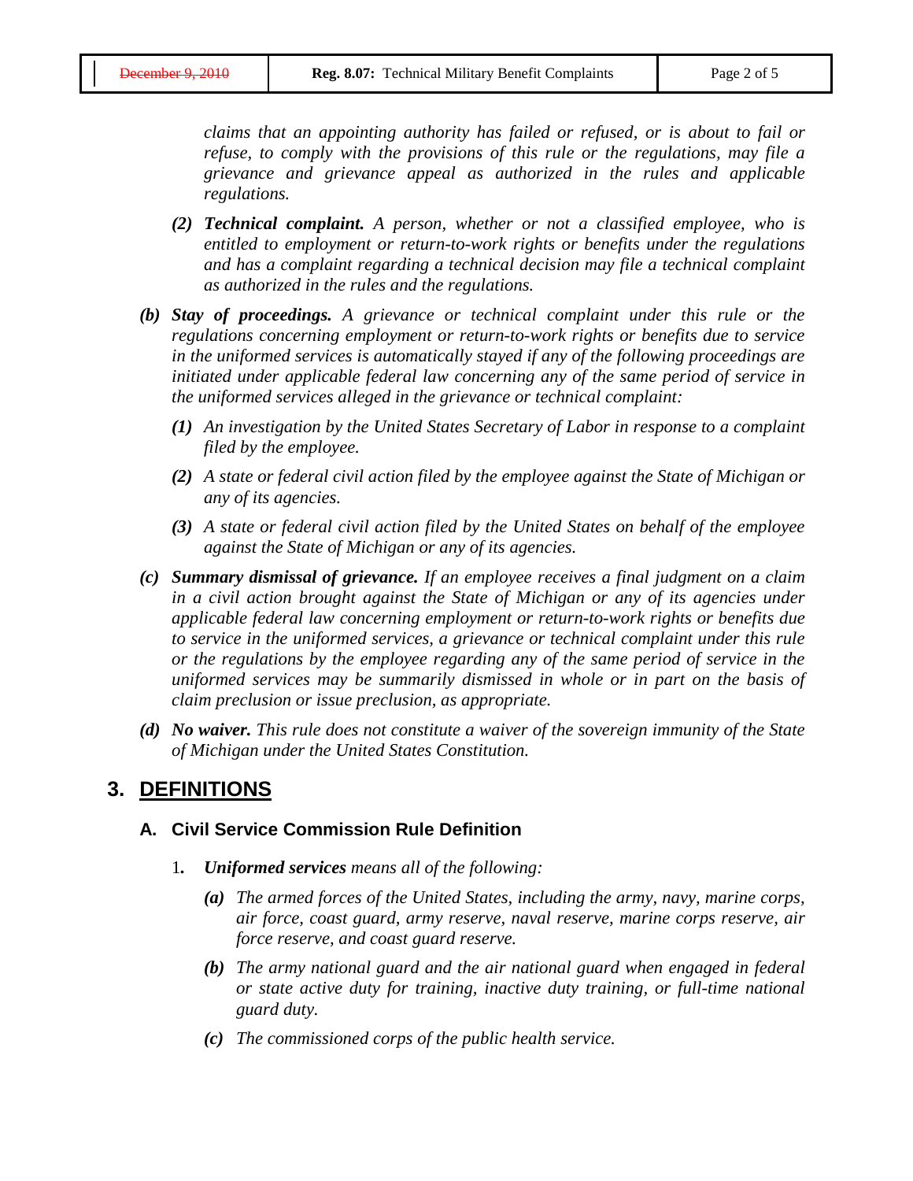*claims that an appointing authority has failed or refused, or is about to fail or refuse, to comply with the provisions of this rule or the regulations, may file a grievance and grievance appeal as authorized in the rules and applicable regulations.*

***(2) Technical complaint.*** *A person, whether or not a classified employee, who is entitled to employment or return-to-work rights or benefits under the regulations and has a complaint regarding a technical decision may file a technical complaint as authorized in the rules and the regulations.*

***(b) Stay of proceedings.*** *A grievance or technical complaint under this rule or the regulations concerning employment or return-to-work rights or benefits due to service in the uniformed services is automatically stayed if any of the following proceedings are initiated under applicable federal law concerning any of the same period of service in the uniformed services alleged in the grievance or technical complaint:*

***(1)*** *An investigation by the United States Secretary of Labor in response to a complaint filed by the employee.*

***(2)*** *A state or federal civil action filed by the employee against the State of Michigan or any of its agencies.*

***(3)*** *A state or federal civil action filed by the United States on behalf of the employee against the State of Michigan or any of its agencies.*

***(c) Summary dismissal of grievance.*** *If an employee receives a final judgment on a claim in a civil action brought against the State of Michigan or any of its agencies under applicable federal law concerning employment or return-to-work rights or benefits due to service in the uniformed services, a grievance or technical complaint under this rule or the regulations by the employee regarding any of the same period of service in the uniformed services may be summarily dismissed in whole or in part on the basis of claim preclusion or issue preclusion, as appropriate.*

***(d) No waiver.*** *This rule does not constitute a waiver of the sovereign immunity of the State of Michigan under the United States Constitution.*

## 3. DEFINITIONS

### A. Civil Service Commission Rule Definition

1. ***Uniformed services*** *means all of the following:*

   ***(a)*** *The armed forces of the United States, including the army, navy, marine corps, air force, coast guard, army reserve, naval reserve, marine corps reserve, air force reserve, and coast guard reserve.*

   ***(b)*** *The army national guard and the air national guard when engaged in federal or state active duty for training, inactive duty training, or full-time national guard duty.*

   ***(c)*** *The commissioned corps of the public health service.*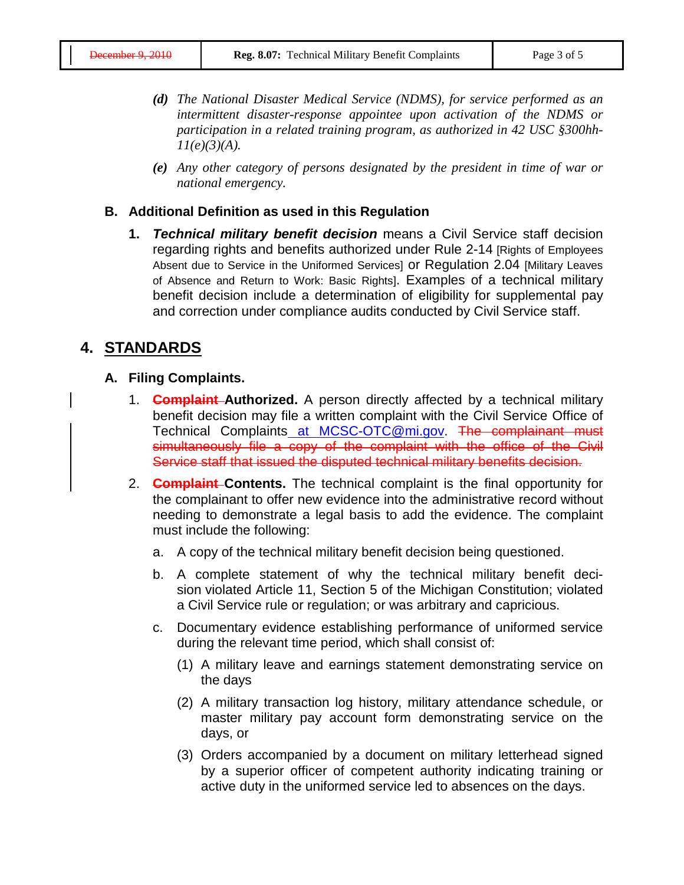*(d)* *The National Disaster Medical Service (NDMS), for service performed as an intermittent disaster-response appointee upon activation of the NDMS or participation in a related training program, as authorized in 42 USC §300hh-11(e)(3)(A).*

*(e)* *Any other category of persons designated by the president in time of war or national emergency.*

### B. Additional Definition as used in this Regulation

1. ***Technical military benefit decision*** means a Civil Service staff decision regarding rights and benefits authorized under Rule 2-14 [Rights of Employees Absent due to Service in the Uniformed Services] or Regulation 2.04 [Military Leaves of Absence and Return to Work: Basic Rights]. Examples of a technical military benefit decision include a determination of eligibility for supplemental pay and correction under compliance audits conducted by Civil Service staff.

## 4. STANDARDS

### A. Filing Complaints.

1. ~~**Complaint**~~ **Authorized.** A person directly affected by a technical military benefit decision may file a written complaint with the Civil Service Office of Technical Complaints at MCSC-OTC@mi.gov. ~~The complainant must simultaneously file a copy of the complaint with the office of the Civil Service staff that issued the disputed technical military benefits decision.~~

2. ~~**Complaint**~~ **Contents.** The technical complaint is the final opportunity for the complainant to offer new evidence into the administrative record without needing to demonstrate a legal basis to add the evidence. The complaint must include the following:

   a. A copy of the technical military benefit decision being questioned.

   b. A complete statement of why the technical military benefit decision violated Article 11, Section 5 of the Michigan Constitution; violated a Civil Service rule or regulation; or was arbitrary and capricious.

   c. Documentary evidence establishing performance of uniformed service during the relevant time period, which shall consist of:

      (1) A military leave and earnings statement demonstrating service on the days

      (2) A military transaction log history, military attendance schedule, or master military pay account form demonstrating service on the days, or

      (3) Orders accompanied by a document on military letterhead signed by a superior officer of competent authority indicating training or active duty in the uniformed service led to absences on the days.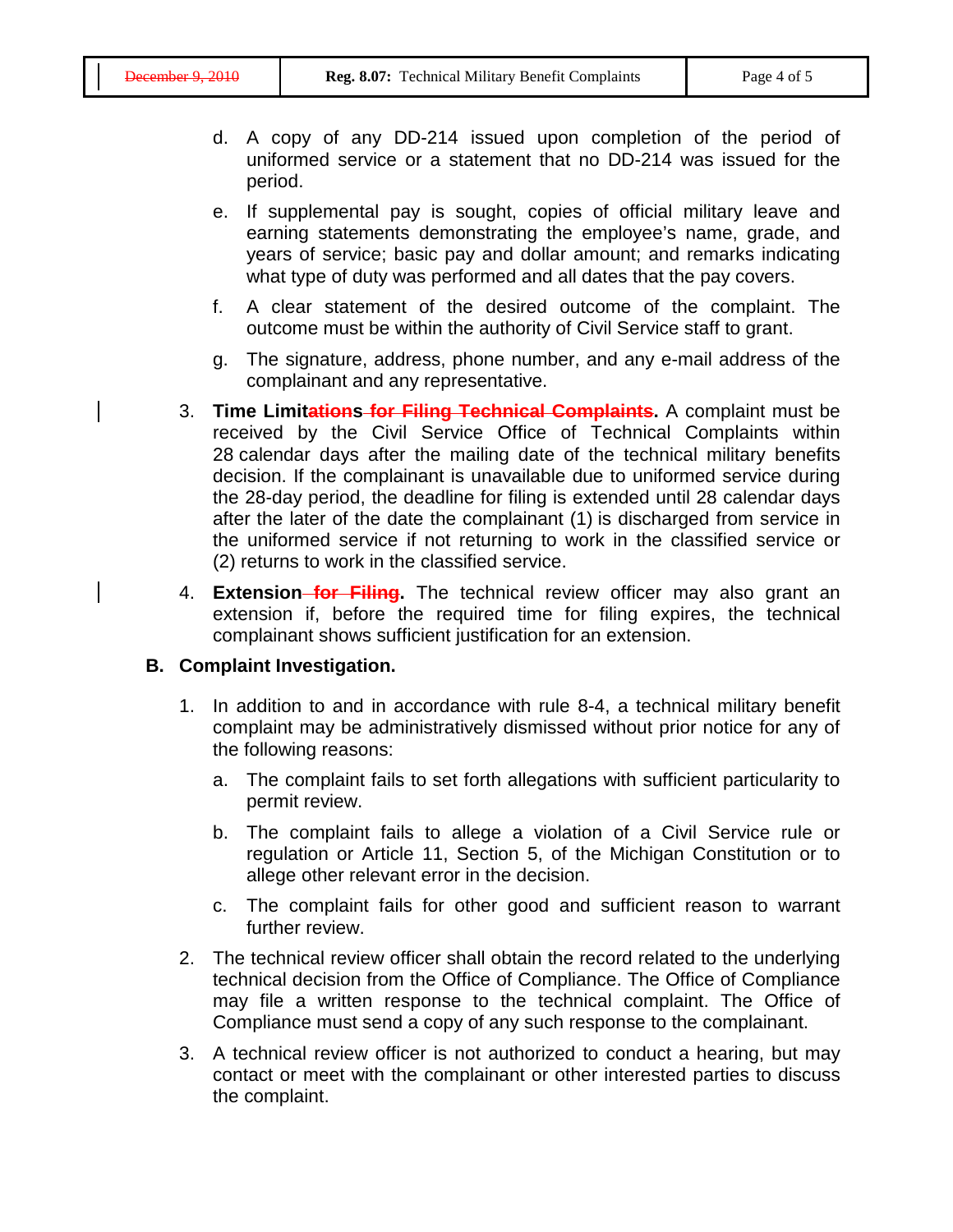d. A copy of any DD-214 issued upon completion of the period of uniformed service or a statement that no DD-214 was issued for the period.

e. If supplemental pay is sought, copies of official military leave and earning statements demonstrating the employee's name, grade, and years of service; basic pay and dollar amount; and remarks indicating what type of duty was performed and all dates that the pay covers.

f. A clear statement of the desired outcome of the complaint. The outcome must be within the authority of Civil Service staff to grant.

g. The signature, address, phone number, and any e-mail address of the complainant and any representative.

3. **Time Limitations ~~for Filing Technical Complaints~~.** A complaint must be received by the Civil Service Office of Technical Complaints within 28 calendar days after the mailing date of the technical military benefits decision. If the complainant is unavailable due to uniformed service during the 28-day period, the deadline for filing is extended until 28 calendar days after the later of the date the complainant (1) is discharged from service in the uniformed service if not returning to work in the classified service or (2) returns to work in the classified service.

4. **Extension ~~for Filing~~.** The technical review officer may also grant an extension if, before the required time for filing expires, the technical complainant shows sufficient justification for an extension.

**B. Complaint Investigation.**

1. In addition to and in accordance with rule 8-4, a technical military benefit complaint may be administratively dismissed without prior notice for any of the following reasons:

   a. The complaint fails to set forth allegations with sufficient particularity to permit review.

   b. The complaint fails to allege a violation of a Civil Service rule or regulation or Article 11, Section 5, of the Michigan Constitution or to allege other relevant error in the decision.

   c. The complaint fails for other good and sufficient reason to warrant further review.

2. The technical review officer shall obtain the record related to the underlying technical decision from the Office of Compliance. The Office of Compliance may file a written response to the technical complaint. The Office of Compliance must send a copy of any such response to the complainant.

3. A technical review officer is not authorized to conduct a hearing, but may contact or meet with the complainant or other interested parties to discuss the complaint.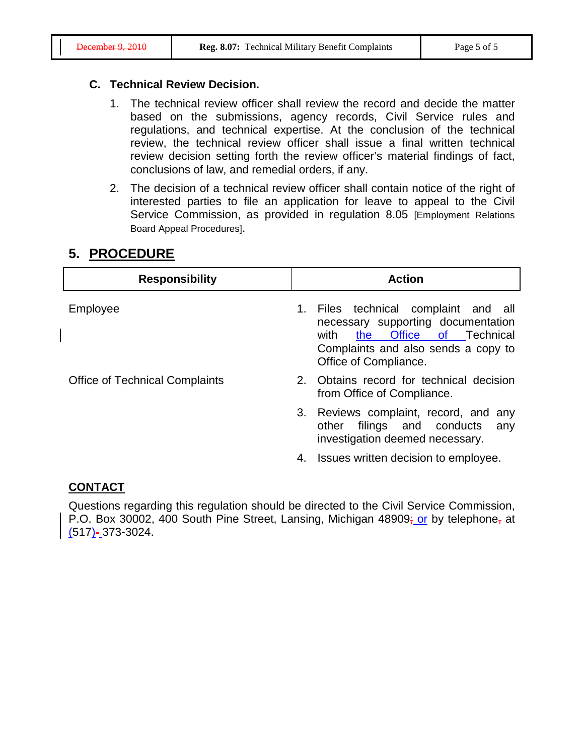### C. Technical Review Decision.

1. The technical review officer shall review the record and decide the matter based on the submissions, agency records, Civil Service rules and regulations, and technical expertise. At the conclusion of the technical review, the technical review officer shall issue a final written technical review decision setting forth the review officer's material findings of fact, conclusions of law, and remedial orders, if any.

2. The decision of a technical review officer shall contain notice of the right of interested parties to file an application for leave to appeal to the Civil Service Commission, as provided in regulation 8.05 [Employment Relations Board Appeal Procedures].

## 5. PROCEDURE

| Responsibility | Action |
| --- | --- |
| Employee | 1. Files technical complaint and all necessary supporting documentation with the Office of Technical Complaints and also sends a copy to Office of Compliance. |
| Office of Technical Complaints | 2. Obtains record for technical decision from Office of Compliance. |
| | 3. Reviews complaint, record, and any other filings and conducts any investigation deemed necessary. |
| | 4. Issues written decision to employee. |

## CONTACT

Questions regarding this regulation should be directed to the Civil Service Commission, P.O. Box 30002, 400 South Pine Street, Lansing, Michigan 48909; or by telephone, at (517)- 373-3024.